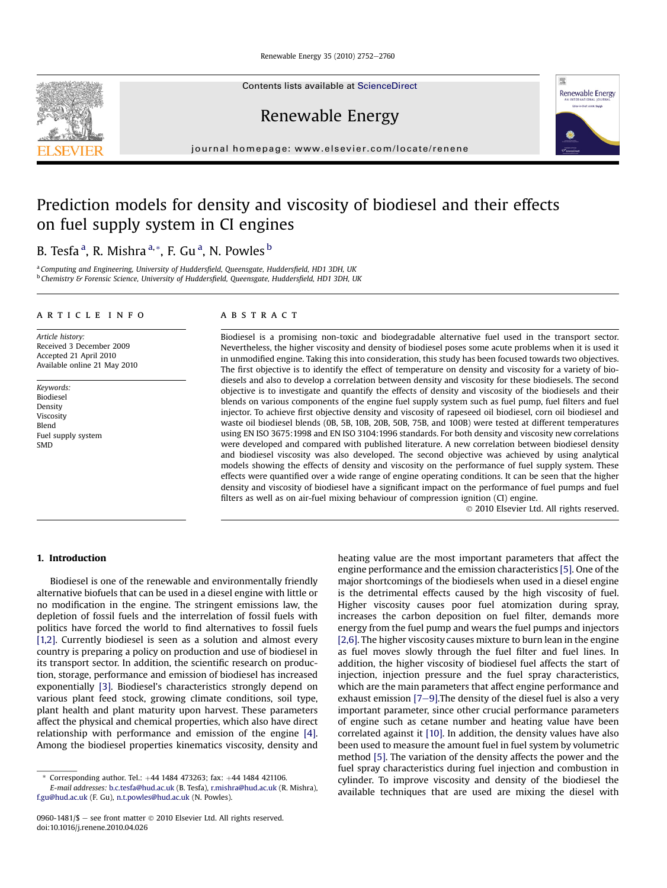# Prediction models for density and viscosity of biodiesel and their effects on fuel supply system in CI engines

B. Tesfa [a], R. Mishra [a,*], F. Gu [a], N. Powles [b]

[a] Computing and Engineering, University of Huddersfield, Queensgate, Huddersfield, HD1 3DH, UK
[b] Chemistry & Forensic Science, University of Huddersfield, Queensgate, Huddersfield, HD1 3DH, UK

## ARTICLE INFO

*Article history:*
Received 3 December 2009
Accepted 21 April 2010
Available online 21 May 2010

*Keywords:*
Biodiesel
Density
Viscosity
Blend
Fuel supply system
SMD

## ABSTRACT

Biodiesel is a promising non-toxic and biodegradable alternative fuel used in the transport sector. Nevertheless, the higher viscosity and density of biodiesel poses some acute problems when it is used it in unmodified engine. Taking this into consideration, this study has been focused towards two objectives. The first objective is to identify the effect of temperature on density and viscosity for a variety of biodiesels and also to develop a correlation between density and viscosity for these biodiesels. The second objective is to investigate and quantify the effects of density and viscosity of the biodiesels and their blends on various components of the engine fuel supply system such as fuel pump, fuel filters and fuel injector. To achieve first objective density and viscosity of rapeseed oil biodiesel, corn oil biodiesel and waste oil biodiesel blends (0B, 5B, 10B, 20B, 50B, 75B, and 100B) were tested at different temperatures using EN ISO 3675:1998 and EN ISO 3104:1996 standards. For both density and viscosity new correlations were developed and compared with published literature. A new correlation between biodiesel density and biodiesel viscosity was also developed. The second objective was achieved by using analytical models showing the effects of density and viscosity on the performance of fuel supply system. These effects were quantified over a wide range of engine operating conditions. It can be seen that the higher density and viscosity of biodiesel have a significant impact on the performance of fuel pumps and fuel filters as well as on air-fuel mixing behaviour of compression ignition (CI) engine.

© 2010 Elsevier Ltd. All rights reserved.

## 1. Introduction

Biodiesel is one of the renewable and environmentally friendly alternative biofuels that can be used in a diesel engine with little or no modification in the engine. The stringent emissions law, the depletion of fossil fuels and the interrelation of fossil fuels with politics have forced the world to find alternatives to fossil fuels [1,2]. Currently biodiesel is seen as a solution and almost every country is preparing a policy on production and use of biodiesel in its transport sector. In addition, the scientific research on production, storage, performance and emission of biodiesel has increased exponentially [3]. Biodiesel's characteristics strongly depend on various plant feed stock, growing climate conditions, soil type, plant health and plant maturity upon harvest. These parameters affect the physical and chemical properties, which also have direct relationship with performance and emission of the engine [4]. Among the biodiesel properties kinematics viscosity, density and heating value are the most important parameters that affect the engine performance and the emission characteristics [5]. One of the major shortcomings of the biodiesels when used in a diesel engine is the detrimental effects caused by the high viscosity of fuel. Higher viscosity causes poor fuel atomization during spray, increases the carbon deposition on fuel filter, demands more energy from the fuel pump and wears the fuel pumps and injectors [2,6]. The higher viscosity causes mixture to burn lean in the engine as fuel moves slowly through the fuel filter and fuel lines. In addition, the higher viscosity of biodiesel fuel affects the start of injection, injection pressure and the fuel spray characteristics, which are the main parameters that affect engine performance and exhaust emission [7–9].The density of the diesel fuel is also a very important parameter, since other crucial performance parameters of engine such as cetane number and heating value have been correlated against it [10]. In addition, the density values have also been used to measure the amount fuel in fuel system by volumetric method [5]. The variation of the density affects the power and the fuel spray characteristics during fuel injection and combustion in cylinder. To improve viscosity and density of the biodiesel the available techniques that are used are mixing the diesel with

\* Corresponding author. Tel.: +44 1484 473263; fax: +44 1484 421106.
*E-mail addresses:* b.c.tesfa@hud.ac.uk (B. Tesfa), r.mishra@hud.ac.uk (R. Mishra), f.gu@hud.ac.uk (F. Gu), n.t.powles@hud.ac.uk (N. Powles).

0960-1481/$ – see front matter © 2010 Elsevier Ltd. All rights reserved.
doi:10.1016/j.renene.2010.04.026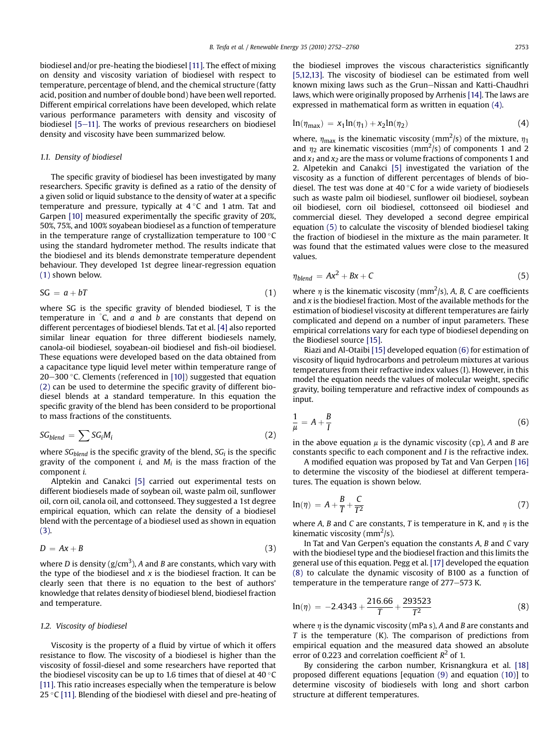biodiesel and/or pre-heating the biodiesel [11]. The effect of mixing on density and viscosity variation of biodiesel with respect to temperature, percentage of blend, and the chemical structure (fatty acid, position and number of double bond) have been well reported. Different empirical correlations have been developed, which relate various performance parameters with density and viscosity of biodiesel [5–11]. The works of previous researchers on biodiesel density and viscosity have been summarized below.

### 1.1. Density of biodiesel

The specific gravity of biodiesel has been investigated by many researchers. Specific gravity is defined as a ratio of the density of a given solid or liquid substance to the density of water at a specific temperature and pressure, typically at 4 °C and 1 atm. Tat and Garpen [10] measured experimentally the specific gravity of 20%, 50%, 75%, and 100% soyabean biodiesel as a function of temperature in the temperature range of crystallization temperature to 100 °C using the standard hydrometer method. The results indicate that the biodiesel and its blends demonstrate temperature dependent behaviour. They developed 1st degree linear-regression equation (1) shown below.

$$SG = a + bT \tag{1}$$

where SG is the specific gravity of blended biodiesel, T is the temperature in °C, and $a$ and $b$ are constants that depend on different percentages of biodiesel blends. Tat et al. [4] also reported similar linear equation for three different biodiesels namely, canola-oil biodiesel, soyabean-oil biodiesel and fish-oil biodiesel. These equations were developed based on the data obtained from a capacitance type liquid level meter within temperature range of 20–300 °C. Clements (referenced in [10]) suggested that equation (2) can be used to determine the specific gravity of different biodiesel blends at a standard temperature. In this equation the specific gravity of the blend has been considerd to be proportional to mass fractions of the constituents.

$$SG_{blend} = \sum SG_i M_i \tag{2}$$

where $SG_{blend}$ is the specific gravity of the blend, $SG_i$ is the specific gravity of the component $i$, and $M_i$ is the mass fraction of the component $i$.

Alptekin and Canakci [5] carried out experimental tests on different biodiesels made of soybean oil, waste palm oil, sunflower oil, corn oil, canola oil, and cottonseed. They suggested a 1st degree empirical equation, which can relate the density of a biodiesel blend with the percentage of a biodiesel used as shown in equation (3).

$$D = Ax + B \tag{3}$$

where $D$ is density (g/cm$^3$), $A$ and $B$ are constants, which vary with the type of the biodiesel and $x$ is the biodiesel fraction. It can be clearly seen that there is no equation to the best of authors' knowledge that relates density of biodiesel blend, biodiesel fraction and temperature.

### 1.2. Viscosity of biodiesel

Viscosity is the property of a fluid by virtue of which it offers resistance to flow. The viscosity of a biodiesel is higher than the viscosity of fossil-diesel and some researchers have reported that the biodiesel viscosity can be up to 1.6 times that of diesel at 40 °C [11]. This ratio increases especially when the temperature is below 25 °C [11]. Blending of the biodiesel with diesel and pre-heating of the biodiesel improves the viscous characteristics significantly [5,12,13]. The viscosity of biodiesel can be estimated from well known mixing laws such as the Grun–Nissan and Katti-Chaudhri laws, which were originally proposed by Arrhenis [14]. The laws are expressed in mathematical form as written in equation (4).

$$\ln(\eta_{max}) = x_1 \ln(\eta_1) + x_2 \ln(\eta_2) \tag{4}$$

where, $\eta_{max}$ is the kinematic viscosity (mm$^2$/s) of the mixture, $\eta_1$ and $\eta_2$ are kinematic viscosities (mm$^2$/s) of components 1 and 2 and $x_1$ and $x_2$ are the mass or volume fractions of components 1 and 2. Alpetekin and Canakci [5] investigated the variation of the viscosity as a function of different percentages of blends of biodiesel. The test was done at 40 °C for a wide variety of biodiesels such as waste palm oil biodiesel, sunflower oil biodiesel, soybean oil biodiesel, corn oil biodiesel, cottonseed oil biodiesel and commercial diesel. They developed a second degree empirical equation (5) to calculate the viscosity of blended biodiesel taking the fraction of biodiesel in the mixture as the main parameter. It was found that the estimated values were close to the measured values.

$$\eta_{blend} = Ax^2 + Bx + C \tag{5}$$

where $\eta$ is the kinematic viscosity (mm$^2$/s), $A$, $B$, $C$ are coefficients and $x$ is the biodiesel fraction. Most of the available methods for the estimation of biodiesel viscosity at different temperatures are fairly complicated and depend on a number of input parameters. These empirical correlations vary for each type of biodiesel depending on the Biodiesel source [15].

Riazi and Al-Otaibi [15] developed equation (6) for estimation of viscosity of liquid hydrocarbons and petroleum mixtures at various temperatures from their refractive index values (I). However, in this model the equation needs the values of molecular weight, specific gravity, boiling temperature and refractive index of compounds as input.

$$\frac{1}{\mu} = A + \frac{B}{I} \tag{6}$$

in the above equation $\mu$ is the dynamic viscosity (cp), $A$ and $B$ are constants specific to each component and $I$ is the refractive index.

A modified equation was proposed by Tat and Van Gerpen [16] to determine the viscosity of the biodiesel at different temperatures. The equation is shown below.

$$\ln(\eta) = A + \frac{B}{T} + \frac{C}{T^2} \tag{7}$$

where $A$, $B$ and $C$ are constants, $T$ is temperature in K, and $\eta$ is the kinematic viscosity (mm$^2$/s).

In Tat and Van Gerpen's equation the constants $A$, $B$ and $C$ vary with the biodiesel type and the biodiesel fraction and this limits the general use of this equation. Pegg et al. [17] developed the equation (8) to calculate the dynamic viscosity of B100 as a function of temperature in the temperature range of 277–573 K.

$$\ln(\eta) = -2.4343 + \frac{216.66}{T} + \frac{293523}{T^2} \tag{8}$$

where $\eta$ is the dynamic viscosity (mPa s), $A$ and $B$ are constants and $T$ is the temperature (K). The comparison of predictions from empirical equation and the measured data showed an absolute error of 0.223 and correlation coefficient $R^2$ of 1.

By considering the carbon number, Krisnangkura et al. [18] proposed different equations [equation (9) and equation (10)] to determine viscosity of biodiesels with long and short carbon structure at different temperatures.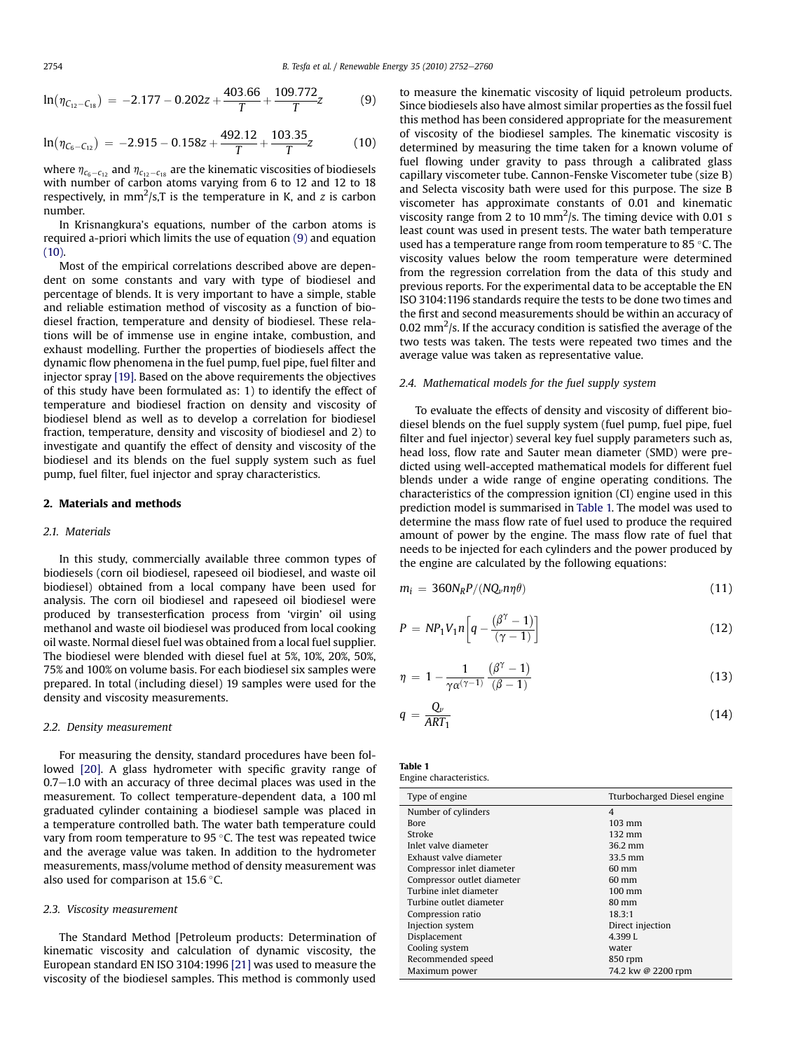$$\ln\left(\eta_{C_{12}-C_{18}}\right) = -2.177 - 0.202z + \frac{403.66}{T} + \frac{109.772}{T}z \tag{9}$$

$$\ln\left(\eta_{C_6-C_{12}}\right) = -2.915 - 0.158z + \frac{492.12}{T} + \frac{103.35}{T}z \tag{10}$$

where $\eta_{C_6-C_{12}}$ and $\eta_{C_{12}-C_{18}}$ are the kinematic viscosities of biodiesels with number of carbon atoms varying from 6 to 12 and 12 to 18 respectively, in mm$^2$/s,T is the temperature in K, and z is carbon number.

In Krisnangkura's equations, number of the carbon atoms is required a-priori which limits the use of equation (9) and equation (10).

Most of the empirical correlations described above are dependent on some constants and vary with type of biodiesel and percentage of blends. It is very important to have a simple, stable and reliable estimation method of viscosity as a function of biodiesel fraction, temperature and density of biodiesel. These relations will be of immense use in engine intake, combustion, and exhaust modelling. Further the properties of biodiesels affect the dynamic flow phenomena in the fuel pump, fuel pipe, fuel filter and injector spray [19]. Based on the above requirements the objectives of this study have been formulated as: 1) to identify the effect of temperature and biodiesel fraction on density and viscosity of biodiesel blend as well as to develop a correlation for biodiesel fraction, temperature, density and viscosity of biodiesel and 2) to investigate and quantify the effect of density and viscosity of the biodiesel and its blends on the fuel supply system such as fuel pump, fuel filter, fuel injector and spray characteristics.

## 2. Materials and methods

### 2.1. Materials

In this study, commercially available three common types of biodiesels (corn oil biodiesel, rapeseed oil biodiesel, and waste oil biodiesel) obtained from a local company have been used for analysis. The corn oil biodiesel and rapeseed oil biodiesel were produced by transesterfication process from 'virgin' oil using methanol and waste oil biodiesel was produced from local cooking oil waste. Normal diesel fuel was obtained from a local fuel supplier. The biodiesel were blended with diesel fuel at 5%, 10%, 20%, 50%, 75% and 100% on volume basis. For each biodiesel six samples were prepared. In total (including diesel) 19 samples were used for the density and viscosity measurements.

### 2.2. Density measurement

For measuring the density, standard procedures have been followed [20]. A glass hydrometer with specific gravity range of 0.7–1.0 with an accuracy of three decimal places was used in the measurement. To collect temperature-dependent data, a 100 ml graduated cylinder containing a biodiesel sample was placed in a temperature controlled bath. The water bath temperature could vary from room temperature to 95 °C. The test was repeated twice and the average value was taken. In addition to the hydrometer measurements, mass/volume method of density measurement was also used for comparison at 15.6 °C.

### 2.3. Viscosity measurement

The Standard Method [Petroleum products: Determination of kinematic viscosity and calculation of dynamic viscosity, the European standard EN ISO 3104:1996 [21] was used to measure the viscosity of the biodiesel samples. This method is commonly used to measure the kinematic viscosity of liquid petroleum products. Since biodiesels also have almost similar properties as the fossil fuel this method has been considered appropriate for the measurement of viscosity of the biodiesel samples. The kinematic viscosity is determined by measuring the time taken for a known volume of fuel flowing under gravity to pass through a calibrated glass capillary viscometer tube. Cannon-Fenske Viscometer tube (size B) and Selecta viscosity bath were used for this purpose. The size B viscometer has approximate constants of 0.01 and kinematic viscosity range from 2 to 10 mm$^2$/s. The timing device with 0.01 s least count was used in present tests. The water bath temperature used has a temperature range from room temperature to 85 °C. The viscosity values below the room temperature were determined from the regression correlation from the data of this study and previous reports. For the experimental data to be acceptable the EN ISO 3104:1196 standards require the tests to be done two times and the first and second measurements should be within an accuracy of 0.02 mm$^2$/s. If the accuracy condition is satisfied the average of the two tests was taken. The tests were repeated two times and the average value was taken as representative value.

### 2.4. Mathematical models for the fuel supply system

To evaluate the effects of density and viscosity of different biodiesel blends on the fuel supply system (fuel pump, fuel pipe, fuel filter and fuel injector) several key fuel supply parameters such as, head loss, flow rate and Sauter mean diameter (SMD) were predicted using well-accepted mathematical models for different fuel blends under a wide range of engine operating conditions. The characteristics of the compression ignition (CI) engine used in this prediction model is summarised in Table 1. The model was used to determine the mass flow rate of fuel used to produce the required amount of power by the engine. The mass flow rate of fuel that needs to be injected for each cylinders and the power produced by the engine are calculated by the following equations:

$$m_i = 360N_RP/(NQ_v n\eta\theta) \tag{11}$$

$$P = NP_1V_1n\left[q - \frac{(\beta^\gamma - 1)}{(\gamma - 1)}\right] \tag{12}$$

$$\eta = 1 - \frac{1}{\gamma\alpha^{(\gamma-1)}}\frac{(\beta^\gamma - 1)}{(\beta - 1)} \tag{13}$$

$$q = \frac{Q_v}{ART_1} \tag{14}$$

**Table 1**
Engine characteristics.

| Type of engine | Tturbocharged Diesel engine |
|---|---|
| Number of cylinders | 4 |
| Bore | 103 mm |
| Stroke | 132 mm |
| Inlet valve diameter | 36.2 mm |
| Exhaust valve diameter | 33.5 mm |
| Compressor inlet diameter | 60 mm |
| Compressor outlet diameter | 60 mm |
| Turbine inlet diameter | 100 mm |
| Turbine outlet diameter | 80 mm |
| Compression ratio | 18.3:1 |
| Injection system | Direct injection |
| Displacement | 4.399 L |
| Cooling system | water |
| Recommended speed | 850 rpm |
| Maximum power | 74.2 kw @ 2200 rpm |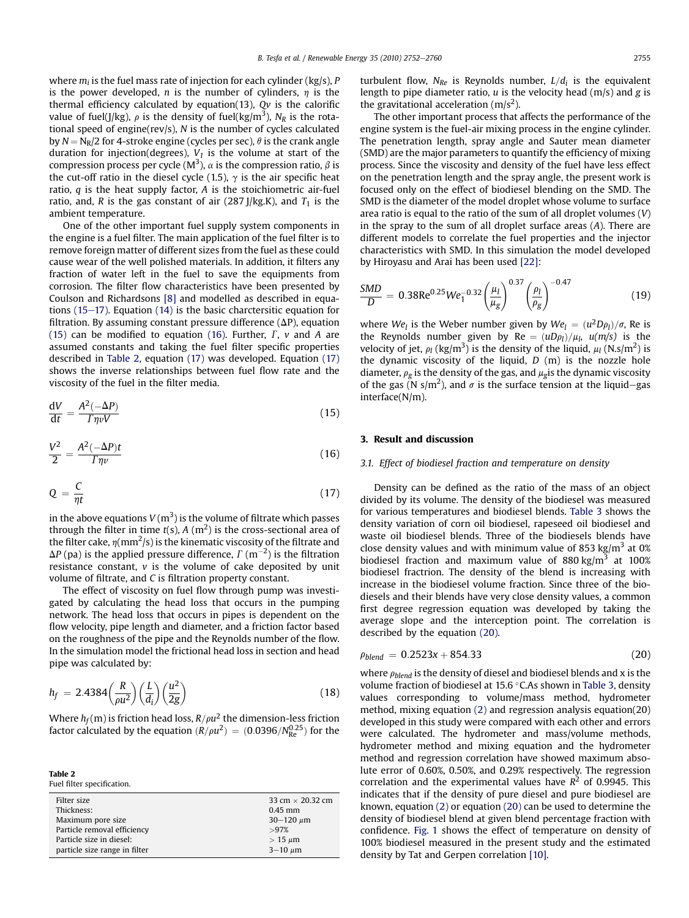where $m_i$ is the fuel mass rate of injection for each cylinder (kg/s), $P$ is the power developed, $n$ is the number of cylinders, $\eta$ is the thermal efficiency calculated by equation(13), $Qv$ is the calorific value of fuel(J/kg), $\rho$ is the density of fuel(kg/m$^3$), $N_R$ is the rotational speed of engine(rev/s), $N$ is the number of cycles calculated by $N = N_R/2$ for 4-stroke engine (cycles per sec), $\theta$ is the crank angle duration for injection(degrees), $V_1$ is the volume at start of the compression process per cycle (M$^3$), $\alpha$ is the compression ratio, $\beta$ is the cut-off ratio in the diesel cycle (1.5), $\gamma$ is the air specific heat ratio, $q$ is the heat supply factor, $A$ is the stoichiometric air-fuel ratio, and, $R$ is the gas constant of air (287 J/kg.K), and $T_1$ is the ambient temperature.

One of the other important fuel supply system components in the engine is a fuel filter. The main application of the fuel filter is to remove foreign matter of different sizes from the fuel as these could cause wear of the well polished materials. In addition, it filters any fraction of water left in the fuel to save the equipments from corrosion. The filter flow characteristics have been presented by Coulson and Richardsons [8] and modelled as described in equations (15–17). Equation (14) is the basic charcteristic equation for filtration. By assuming constant pressure difference ($\Delta$P), equation (15) can be modified to equation (16). Further, $\Gamma$, $v$ and $A$ are assumed constants and taking the fuel filter specific properties described in Table 2, equation (17) was developed. Equation (17) shows the inverse relationships between fuel flow rate and the viscosity of the fuel in the filter media.

$$\frac{dV}{dt} = \frac{A^2(-\Delta P)}{\Gamma \eta v V} \tag{15}$$

$$\frac{V^2}{2} = \frac{A^2(-\Delta P)t}{\Gamma \eta v} \tag{16}$$

$$Q = \frac{C}{\eta t} \tag{17}$$

in the above equations $V$ (m$^3$) is the volume of filtrate which passes through the filter in time $t$(s), $A$ (m$^2$) is the cross-sectional area of the filter cake, $\eta$(mm$^2$/s) is the kinematic viscosity of the filtrate and $\Delta P$ (pa) is the applied pressure difference, $\Gamma$ (m$^{-2}$) is the filtration resistance constant, $v$ is the volume of cake deposited by unit volume of filtrate, and $C$ is filtration property constant.

The effect of viscosity on fuel flow through pump was investigated by calculating the head loss that occurs in the pumping network. The head loss that occurs in pipes is dependent on the flow velocity, pipe length and diameter, and a friction factor based on the roughness of the pipe and the Reynolds number of the flow. In the simulation model the frictional head loss in section and head pipe was calculated by:

$$h_f = 2.4384\left(\frac{R}{\rho u^2}\right)\left(\frac{L}{d_i}\right)\left(\frac{u^2}{2g}\right) \tag{18}$$

Where $h_f$(m) is friction head loss, $R/\rho u^2$ the dimension-less friction factor calculated by the equation $(R/\rho u^2) = (0.0396/N_{Re}^{0.25})$ for the turbulent flow, $N_{Re}$ is Reynolds number, $L/d_i$ is the equivalent length to pipe diameter ratio, $u$ is the velocity head (m/s) and $g$ is the gravitational acceleration (m/s$^2$).

**Table 2**
Fuel filter specification.

| | |
|---|---|
| Filter size | 33 cm × 20.32 cm |
| Thickness: | 0.45 mm |
| Maximum pore size | 30–120 $\mu$m |
| Particle removal efficiency | >97% |
| Particle size in diesel: | > 15 $\mu$m |
| particle size range in filter | 3–10 $\mu$m |

The other important process that affects the performance of the engine system is the fuel-air mixing process in the engine cylinder. The penetration length, spray angle and Sauter mean diameter (SMD) are the major parameters to quantify the efficiency of mixing process. Since the viscosity and density of the fuel have less effect on the penetration length and the spray angle, the present work is focused only on the effect of biodiesel blending on the SMD. The SMD is the diameter of the model droplet whose volume to surface area ratio is equal to the ratio of the sum of all droplet volumes ($V$) in the spray to the sum of all droplet surface areas ($A$). There are different models to correlate the fuel properties and the injector characteristics with SMD. In this simulation the model developed by Hiroyasu and Arai has been used [22]:

$$\frac{SMD}{D} = 0.38\mathrm{Re}^{0.25}We_1^{-0.32}\left(\frac{\mu_l}{\mu_g}\right)^{0.37}\left(\frac{\rho_l}{\rho_g}\right)^{-0.47} \tag{19}$$

where $We_l$ is the Weber number given by $We_l = (u^2 D\rho_l)/\sigma$, Re is the Reynolds number given by $\mathrm{Re} = (uD\rho_l)/\mu_l$, $u$(m/s) is the velocity of jet, $\rho_l$ (kg/m$^3$) is the density of the liquid, $\mu_l$ (N.s/m$^2$) is the dynamic viscosity of the liquid, $D$ (m) is the nozzle hole diameter, $\rho_g$ is the density of the gas, and $\mu_g$is the dynamic viscosity of the gas (N s/m$^2$), and $\sigma$ is the surface tension at the liquid–gas interface(N/m).

## 3. Result and discussion

### 3.1. Effect of biodiesel fraction and temperature on density

Density can be defined as the ratio of the mass of an object divided by its volume. The density of the biodiesel was measured for various temperatures and biodiesel blends. Table 3 shows the density variation of corn oil biodiesel, rapeseed oil biodiesel and waste oil biodiesel blends. Three of the biodiesels blends have close density values and with minimum value of 853 kg/m$^3$ at 0% biodiesel fraction and maximum value of 880 kg/m$^3$ at 100% biodiesel fractrion. The density of the blend is increasing with increase in the biodiesel volume fraction. Since three of the biodiesels and their blends have very close density values, a common first degree regression equation was developed by taking the average slope and the interception point. The correlation is described by the equation (20).

$$\rho_{blend} = 0.2523x + 854.33 \tag{20}$$

where $\rho_{blend}$ is the density of diesel and biodiesel blends and x is the volume fraction of biodiesel at 15.6 °C.As shown in Table 3, density values corresponding to volume/mass method, hydrometer method, mixing equation (2) and regression analysis equation(20) developed in this study were compared with each other and errors were calculated. The hydrometer and mass/volume methods, hydrometer method and mixing equation and the hydrometer method and regression correlation have showed maximum absolute error of 0.60%, 0.50%, and 0.29% respectively. The regression correlation and the experimental values have $R^2$ of 0.9945. This indicates that if the density of pure diesel and pure biodiesel are known, equation (2) or equation (20) can be used to determine the density of biodiesel blend at given blend percentage fraction with confidence. Fig. 1 shows the effect of temperature on density of 100% biodiesel measured in the present study and the estimated density by Tat and Gerpen correlation [10].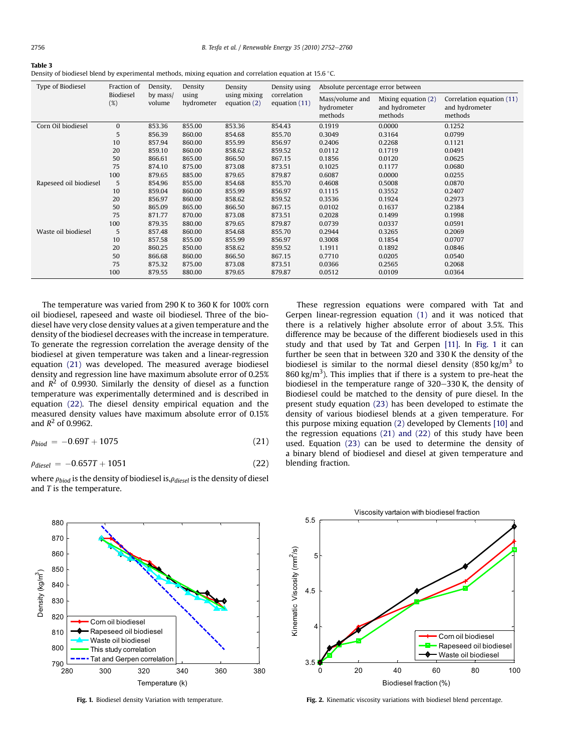**Table 3**
Density of biodiesel blend by experimental methods, mixing equation and correlation equation at 15.6 °C.

| Type of Biodiesel | Fraction of Biodiesel (%) | Density, by mass/volume | Density using hydrometer | Density using mixing equation (2) | Density using correlation equation (11) | Absolute percentage error between | | |
|---|---|---|---|---|---|---|---|---|
| | | | | | | Mass/volume and hydrometer methods | Mixing equation (2) and hydrometer methods | Correlation equation (11) and hydrometer methods |
| Corn Oil biodiesel | 0 | 853.36 | 855.00 | 853.36 | 854.43 | 0.1919 | 0.0000 | 0.1252 |
| | 5 | 856.39 | 860.00 | 854.68 | 855.70 | 0.3049 | 0.3164 | 0.0799 |
| | 10 | 857.94 | 860.00 | 855.99 | 856.97 | 0.2406 | 0.2268 | 0.1121 |
| | 20 | 859.10 | 860.00 | 858.62 | 859.52 | 0.0112 | 0.1719 | 0.0491 |
| | 50 | 866.61 | 865.00 | 866.50 | 867.15 | 0.1856 | 0.0120 | 0.0625 |
| | 75 | 874.10 | 875.00 | 873.08 | 873.51 | 0.1025 | 0.1177 | 0.0680 |
| | 100 | 879.65 | 885.00 | 879.65 | 879.87 | 0.6087 | 0.0000 | 0.0255 |
| Rapeseed oil biodiesel | 5 | 854.96 | 855.00 | 854.68 | 855.70 | 0.4608 | 0.5008 | 0.0870 |
| | 10 | 859.04 | 860.00 | 855.99 | 856.97 | 0.1115 | 0.3552 | 0.2407 |
| | 20 | 856.97 | 860.00 | 858.62 | 859.52 | 0.3536 | 0.1924 | 0.2973 |
| | 50 | 865.09 | 865.00 | 866.50 | 867.15 | 0.0102 | 0.1637 | 0.2384 |
| | 75 | 871.77 | 870.00 | 873.08 | 873.51 | 0.2028 | 0.1499 | 0.1998 |
| | 100 | 879.35 | 880.00 | 879.65 | 879.87 | 0.0739 | 0.0337 | 0.0591 |
| Waste oil biodiesel | 5 | 857.48 | 860.00 | 854.68 | 855.70 | 0.2944 | 0.3265 | 0.2069 |
| | 10 | 857.58 | 855.00 | 855.99 | 856.97 | 0.3008 | 0.1854 | 0.0707 |
| | 20 | 860.25 | 850.00 | 858.62 | 859.52 | 1.1911 | 0.1892 | 0.0846 |
| | 50 | 866.68 | 860.00 | 866.50 | 867.15 | 0.7710 | 0.0205 | 0.0540 |
| | 75 | 875.32 | 875.00 | 873.08 | 873.51 | 0.0366 | 0.2565 | 0.2068 |
| | 100 | 879.55 | 880.00 | 879.65 | 879.87 | 0.0512 | 0.0109 | 0.0364 |

The temperature was varied from 290 K to 360 K for 100% corn oil biodiesel, rapeseed and waste oil biodiesel. Three of the biodiesel have very close density values at a given temperature and the density of the biodiesel decreases with the increase in temperature. To generate the regression correlation the average density of the biodiesel at given temperature was taken and a linear-regression equation (21) was developed. The measured average biodiesel density and regression line have maximum absolute error of 0.25% and $R^2$ of 0.9930. Similarly the density of diesel as a function temperature was experimentally determined and is described in equation (22). The diesel density empirical equation and the measured density values have maximum absolute error of 0.15% and $R^2$ of 0.9962.

$$\rho_{biod} = -0.69T + 1075 \tag{21}$$

$$\rho_{diesel} = -0.657T + 1051 \tag{22}$$

where $\rho_{biod}$ is the density of biodiesel is, $\rho_{diesel}$ is the density of diesel and $T$ is the temperature.

These regression equations were compared with Tat and Gerpen linear-regression equation (1) and it was noticed that there is a relatively higher absolute error of about 3.5%. This difference may be because of the different biodiesels used in this study and that used by Tat and Gerpen [11]. In Fig. 1 it can further be seen that in between 320 and 330 K the density of the biodiesel is similar to the normal diesel density (850 kg/m$^3$ to 860 kg/m$^3$). This implies that if there is a system to pre-heat the biodiesel in the temperature range of 320–330 K, the density of Biodiesel could be matched to the density of pure diesel. In the present study equation (23) has been developed to estimate the density of various biodiesel blends at a given temperature. For this purpose mixing equation (2) developed by Clements [10] and the regression equations (21) and (22) of this study have been used. Equation (23) can be used to determine the density of a binary blend of biodiesel and diesel at given temperature and blending fraction.

**Fig. 1.** Biodiesel density Variation with temperature.

**Fig. 2.** Kinematic viscosity variations with biodiesel blend percentage.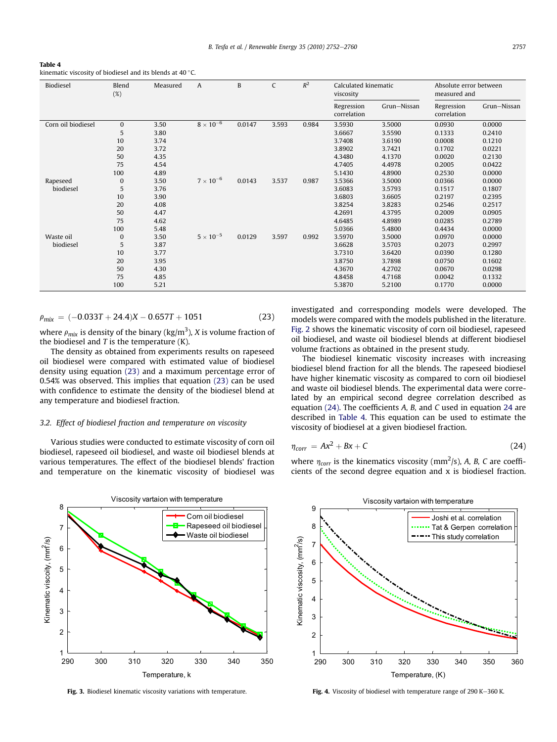**Table 4**
kinematic viscosity of biodiesel and its blends at 40 °C.

| Biodiesel | Blend (%) | Measured | A | B | C | $R^2$ | Calculated kinematic viscosity | | Absolute error between measured and | |
|---|---|---|---|---|---|---|---|---|---|---|
| | | | | | | | Regression correlation | Grun–Nissan | Regression correlation | Grun–Nissan |
| Corn oil biodiesel | 0 | 3.50 | $8 \times 10^{-6}$ | 0.0147 | 3.593 | 0.984 | 3.5930 | 3.5000 | 0.0930 | 0.0000 |
| | 5 | 3.80 | | | | | 3.6667 | 3.5590 | 0.1333 | 0.2410 |
| | 10 | 3.74 | | | | | 3.7408 | 3.6190 | 0.0008 | 0.1210 |
| | 20 | 3.72 | | | | | 3.8902 | 3.7421 | 0.1702 | 0.0221 |
| | 50 | 4.35 | | | | | 4.3480 | 4.1370 | 0.0020 | 0.2130 |
| | 75 | 4.54 | | | | | 4.7405 | 4.4978 | 0.2005 | 0.0422 |
| | 100 | 4.89 | | | | | 5.1430 | 4.8900 | 0.2530 | 0.0000 |
| Rapeseed biodiesel | 0 | 3.50 | $7 \times 10^{-6}$ | 0.0143 | 3.537 | 0.987 | 3.5366 | 3.5000 | 0.0366 | 0.0000 |
| | 5 | 3.76 | | | | | 3.6083 | 3.5793 | 0.1517 | 0.1807 |
| | 10 | 3.90 | | | | | 3.6803 | 3.6605 | 0.2197 | 0.2395 |
| | 20 | 4.08 | | | | | 3.8254 | 3.8283 | 0.2546 | 0.2517 |
| | 50 | 4.47 | | | | | 4.2691 | 4.3795 | 0.2009 | 0.0905 |
| | 75 | 4.62 | | | | | 4.6485 | 4.8989 | 0.0285 | 0.2789 |
| | 100 | 5.48 | | | | | 5.0366 | 5.4800 | 0.4434 | 0.0000 |
| Waste oil biodiesel | 0 | 3.50 | $5 \times 10^{-5}$ | 0.0129 | 3.597 | 0.992 | 3.5970 | 3.5000 | 0.0970 | 0.0000 |
| | 5 | 3.87 | | | | | 3.6628 | 3.5703 | 0.2073 | 0.2997 |
| | 10 | 3.77 | | | | | 3.7310 | 3.6420 | 0.0390 | 0.1280 |
| | 20 | 3.95 | | | | | 3.8750 | 3.7898 | 0.0750 | 0.1602 |
| | 50 | 4.30 | | | | | 4.3670 | 4.2702 | 0.0670 | 0.0298 |
| | 75 | 4.85 | | | | | 4.8458 | 4.7168 | 0.0042 | 0.1332 |
| | 100 | 5.21 | | | | | 5.3870 | 5.2100 | 0.1770 | 0.0000 |

$$\rho_{mix} = (-0.033T + 24.4)X - 0.657T + 1051 \tag{23}$$

where $\rho_{mix}$ is density of the binary (kg/m$^3$), $X$ is volume fraction of the biodiesel and $T$ is the temperature (K).

The density as obtained from experiments results on rapeseed oil biodiesel were compared with estimated value of biodiesel density using equation (23) and a maximum percentage error of 0.54% was observed. This implies that equation (23) can be used with confidence to estimate the density of the biodiesel blend at any temperature and biodiesel fraction.

### 3.2. Effect of biodiesel fraction and temperature on viscosity

Various studies were conducted to estimate viscosity of corn oil biodiesel, rapeseed oil biodiesel, and waste oil biodiesel blends at various temperatures. The effect of the biodiesel blends' fraction and temperature on the kinematic viscosity of biodiesel was investigated and corresponding models were developed. The models were compared with the models published in the literature. Fig. 2 shows the kinematic viscosity of corn oil biodiesel, rapeseed oil biodiesel, and waste oil biodiesel blends at different biodiesel volume fractions as obtained in the present study.

The biodiesel kinematic viscosity increases with increasing biodiesel blend fraction for all the blends. The rapeseed biodiesel have higher kinematic viscosity as compared to corn oil biodiesel and waste oil biodiesel blends. The experimental data were correlated by an empirical second degree correlation described as equation (24). The coefficients $A$, $B$, and $C$ used in equation 24 are described in Table 4. This equation can be used to estimate the viscosity of biodiesel at a given biodiesel fraction.

$$\eta_{corr} = Ax^2 + Bx + C \tag{24}$$

where $\eta_{corr}$ is the kinematics viscosity (mm$^2$/s), $A$, $B$, $C$ are coefficients of the second degree equation and x is biodiesel fraction.

**Fig. 3.** Biodiesel kinematic viscosity variations with temperature.

**Fig. 4.** Viscosity of biodiesel with temperature range of 290 K–360 K.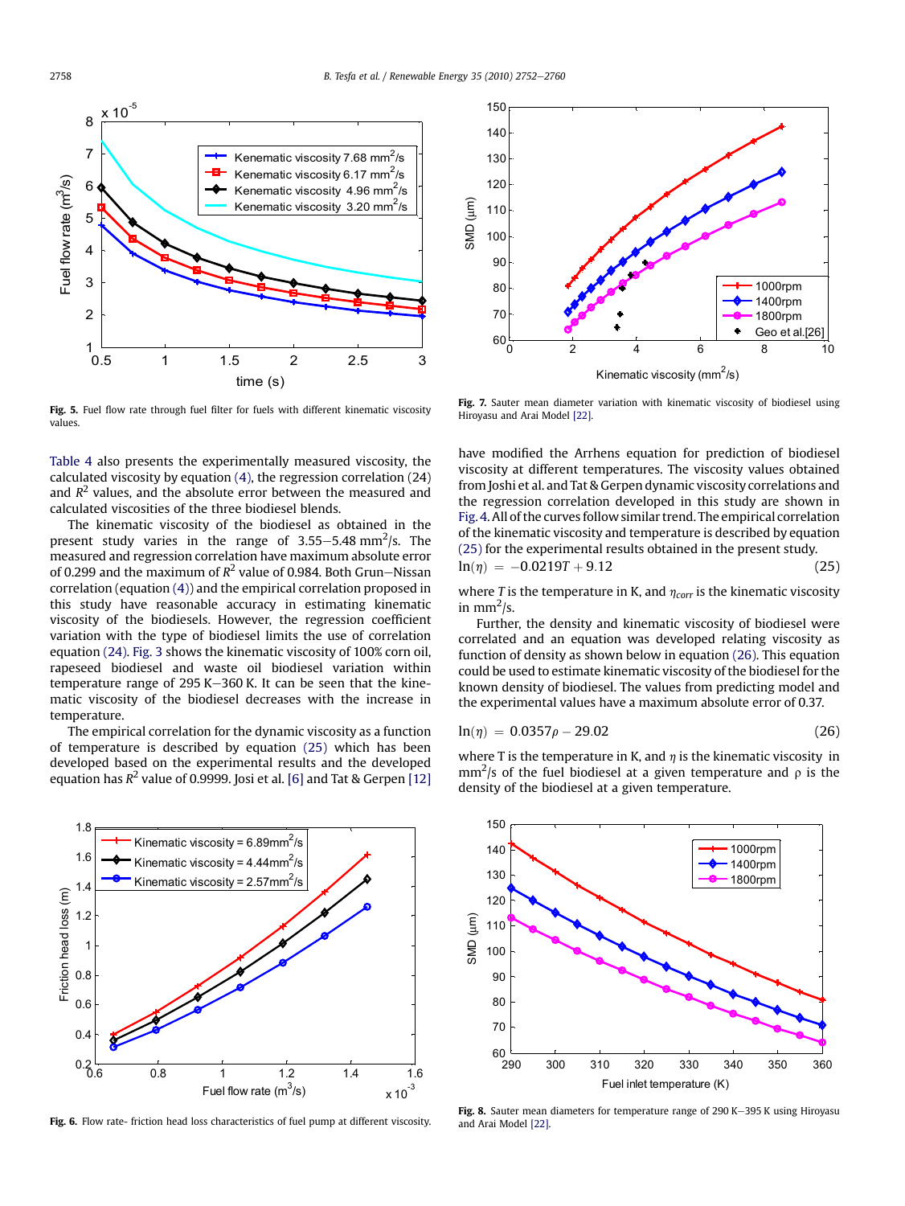Fig. 5. Fuel flow rate through fuel filter for fuels with different kinematic viscosity values.

Fig. 7. Sauter mean diameter variation with kinematic viscosity of biodiesel using Hiroyasu and Arai Model [22].

Table 4 also presents the experimentally measured viscosity, the calculated viscosity by equation (4), the regression correlation (24) and $R^2$ values, and the absolute error between the measured and calculated viscosities of the three biodiesel blends.

The kinematic viscosity of the biodiesel as obtained in the present study varies in the range of 3.55–5.48 $mm^2/s$. The measured and regression correlation have maximum absolute error of 0.299 and the maximum of $R^2$ value of 0.984. Both Grun–Nissan correlation (equation (4)) and the empirical correlation proposed in this study have reasonable accuracy in estimating kinematic viscosity of the biodiesels. However, the regression coefficient variation with the type of biodiesel limits the use of correlation equation (24). Fig. 3 shows the kinematic viscosity of 100% corn oil, rapeseed biodiesel and waste oil biodiesel variation within temperature range of 295 K–360 K. It can be seen that the kinematic viscosity of the biodiesel decreases with the increase in temperature.

The empirical correlation for the dynamic viscosity as a function of temperature is described by equation (25) which has been developed based on the experimental results and the developed equation has $R^2$ value of 0.9999. Josi et al. [6] and Tat & Gerpen [12] have modified the Arrhens equation for prediction of biodiesel viscosity at different temperatures. The viscosity values obtained from Joshi et al. and Tat & Gerpen dynamic viscosity correlations and the regression correlation developed in this study are shown in Fig. 4. All of the curves follow similar trend. The empirical correlation of the kinematic viscosity and temperature is described by equation (25) for the experimental results obtained in the present study.

$$\ln(\eta) = -0.0219T + 9.12 \tag{25}$$

where $T$ is the temperature in K, and $\eta_{corr}$ is the kinematic viscosity in $mm^2/s$.

Further, the density and kinematic viscosity of biodiesel were correlated and an equation was developed relating viscosity as function of density as shown below in equation (26). This equation could be used to estimate kinematic viscosity of the biodiesel for the known density of biodiesel. The values from predicting model and the experimental values have a maximum absolute error of 0.37.

$$\ln(\eta) = 0.0357\rho - 29.02 \tag{26}$$

where T is the temperature in K, and $\eta$ is the kinematic viscosity in $mm^2/s$ of the fuel biodiesel at a given temperature and $\rho$ is the density of the biodiesel at a given temperature.

Fig. 6. Flow rate- friction head loss characteristics of fuel pump at different viscosity.

Fig. 8. Sauter mean diameters for temperature range of 290 K–395 K using Hiroyasu and Arai Model [22].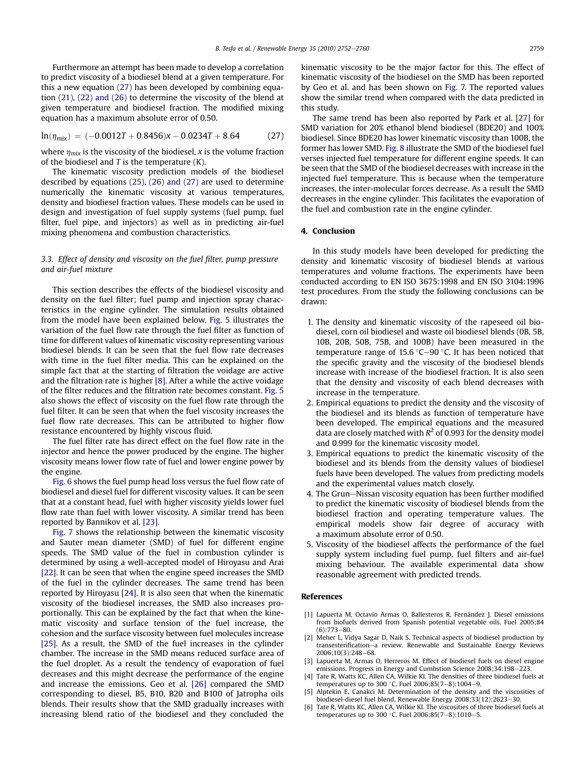Furthermore an attempt has been made to develop a correlation to predict viscosity of a biodiesel blend at a given temperature. For this a new equation (27) has been developed by combining equation (21), (22) and (26) to determine the viscosity of the blend at given temperature and biodiesel fraction. The modified mixing equation has a maximum absolute error of 0.50.

$$\ln(\eta_{mix}) = (-0.0012T + 0.8456)x - 0.0234T + 8.64 \tag{27}$$

where $\eta_{mix}$ is the viscosity of the biodiesel, $x$ is the volume fraction of the biodiesel and $T$ is the temperature (K).

The kinematic viscosity prediction models of the biodiesel described by equations (25), (26) and (27) are used to determine numerically the kinematic viscosity at various temperatures, density and biodiesel fraction values. These models can be used in design and investigation of fuel supply systems (fuel pump, fuel filter, fuel pipe, and injectors) as well as in predicting air-fuel mixing phenomena and combustion characteristics.

### *3.3. Effect of density and viscosity on the fuel filter, pump pressure and air-fuel mixture*

This section describes the effects of the biodiesel viscosity and density on the fuel filter; fuel pump and injection spray characteristics in the engine cylinder. The simulation results obtained from the model have been explained below. Fig. 5 illustrates the variation of the fuel flow rate through the fuel filter as function of time for different values of kinematic viscosity representing various biodiesel blends. It can be seen that the fuel flow rate decreases with time in the fuel filter media. This can be explained on the simple fact that at the starting of filtration the voidage are active and the filtration rate is higher [8]. After a while the active voidage of the filter reduces and the filtration rate becomes constant. Fig. 5 also shows the effect of viscosity on the fuel flow rate through the fuel filter. It can be seen that when the fuel viscosity increases the fuel flow rate decreases. This can be attributed to higher flow resistance encountered by highly viscous fluid.

The fuel filter rate has direct effect on the fuel flow rate in the injector and hence the power produced by the engine. The higher viscosity means lower flow rate of fuel and lower engine power by the engine.

Fig. 6 shows the fuel pump head loss versus the fuel flow rate of biodiesel and diesel fuel for different viscosity values. It can be seen that at a constant head, fuel with higher viscosity yields lower fuel flow rate than fuel with lower viscosity. A similar trend has been reported by Bannikov et al. [23].

Fig. 7 shows the relationship between the kinematic viscosity and Sauter mean diameter (SMD) of fuel for different engine speeds. The SMD value of the fuel in combustion cylinder is determined by using a well-accepted model of Hiroyasu and Arai [22]. It can be seen that when the engine speed increases the SMD of the fuel in the cylinder decreases. The same trend has been reported by Hiroyasu [24]. It is also seen that when the kinematic viscosity of the biodiesel increases, the SMD also increases proportionally. This can be explained by the fact that when the kinematic viscosity and surface tension of the fuel increase, the cohesion and the surface viscosity between fuel molecules increase [25]. As a result, the SMD of the fuel increases in the cylinder chamber. The increase in the SMD means reduced surface area of the fuel droplet. As a result the tendency of evaporation of fuel decreases and this might decrease the performance of the engine and increase the emissions. Geo et al. [26] compared the SMD corresponding to diesel, B5, B10, B20 and B100 of Jatropha oils blends. Their results show that the SMD gradually increases with increasing blend ratio of the biodiesel and they concluded the kinematic viscosity to be the major factor for this. The effect of kinematic viscosity of the biodiesel on the SMD has been reported by Geo et al. and has been shown on Fig. 7. The reported values show the similar trend when compared with the data predicted in this study.

The same trend has been also reported by Park et al. [27] for SMD variation for 20% ethanol blend biodiesel (BDE20) and 100% biodiesel. Since BDE20 has lower kinematic viscosity than 100B, the former has lower SMD. Fig. 8 illustrate the SMD of the biodiesel fuel verses injected fuel temperature for different engine speeds. It can be seen that the SMD of the biodiesel decreases with increase in the injected fuel temperature. This is because when the temperature increases, the inter-molecular forces decrease. As a result the SMD decreases in the engine cylinder. This facilitates the evaporation of the fuel and combustion rate in the engine cylinder.

## 4. Conclusion

In this study models have been developed for predicting the density and kinematic viscosity of biodiesel blends at various temperatures and volume fractions. The experiments have been conducted according to EN ISO 3675:1998 and EN ISO 3104:1996 test procedures. From the study the following conclusions can be drawn:

1. The density and kinematic viscosity of the rapeseed oil biodiesel, corn oil biodiesel and waste oil biodiesel blends (0B, 5B, 10B, 20B, 50B, 75B, and 100B) have been measured in the temperature range of 15.6 °C–90 °C. It has been noticed that the specific gravity and the viscosity of the biodiesel blends increase with increase of the biodiesel fraction. It is also seen that the density and viscosity of each blend decreases with increase in the temperature.
2. Empirical equations to predict the density and the viscosity of the biodiesel and its blends as function of temperature have been developed. The empirical equations and the measured data are closely matched with $R^2$ of 0.993 for the density model and 0.999 for the kinematic viscosity model.
3. Empirical equations to predict the kinematic viscosity of the biodiesel and its blends from the density values of biodiesel fuels have been developed. The values from predicting models and the experimental values match closely.
4. The Grun–Nissan viscosity equation has been further modified to predict the kinematic viscosity of biodiesel blends from the biodiesel fraction and operating temperature values. The empirical models show fair degree of accuracy with a maximum absolute error of 0.50.
5. Viscosity of the biodiesel affects the performance of the fuel supply system including fuel pump, fuel filters and air-fuel mixing behaviour. The available experimental data show reasonable agreement with predicted trends.

## References

[1] Lapuerta M, Octavio Armas O, Ballesteros R, Fernández J. Diesel emissions from biofuels derived from Spanish potential vegetable oils. Fuel 2005;84 (6):773–80.

[2] Meher L, Vidya Sagar D, Naik S. Technical aspects of biodiesel production by transesterification—a review. Renewable and Sustainable Energy Reviews 2006;10(3):248–68.

[3] Lapuerta M, Armas O, Herreros M. Effect of biodiesel fuels on diesel engine emissions. Progress in Energy and Cumbstion Science 2008;34:198–223.

[4] Tate R, Watts KC, Allen CA, Wilkie KI. The densities of three biodiesel fuels at temperatures up to 300 °C. Fuel 2006;85(7–8):1004–9.

[5] Alptekin E, Canakci M. Determination of the density and the viscosities of biodiesel-diesel fuel blend. Renewable Energy 2008;33(12):2623–30.

[6] Tate R, Watts KC, Allen CA, Wilkie KI. The viscosities of three biodiesel fuels at temperatures up to 300 °C. Fuel 2006;85(7–8):1010–5.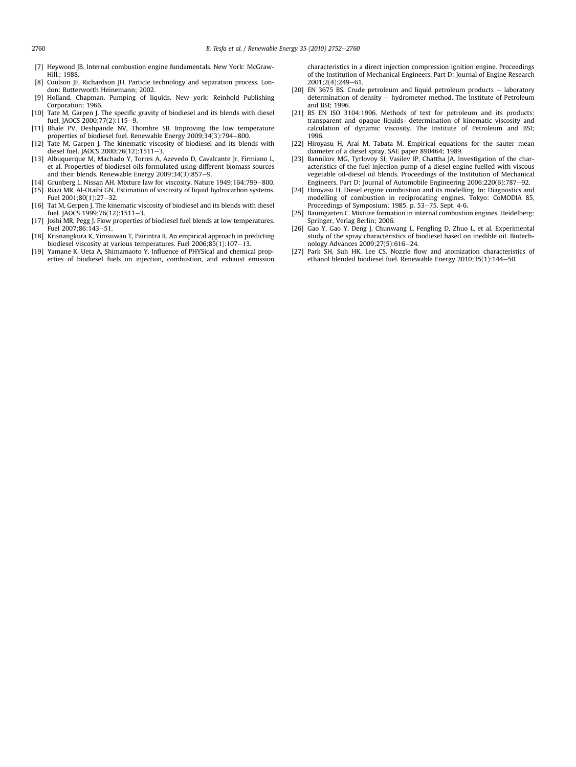[7] Heywood JB. Internal combustion engine fundamentals. New York: McGraw-Hill.; 1988.

[8] Coulson JF, Richardson JH. Particle technology and separation process. London: Butterworth Heinemann; 2002.

[9] Holland, Chapman. Pumping of liquids. New york: Reinhold Publishing Corporation; 1966.

[10] Tate M, Garpen J. The specific gravity of biodiesel and its blends with diesel fuel. JAOCS 2000;77(2):115–9.

[11] Bhale PV, Deshpande NV, Thombre SB. Improving the low temperature properties of biodiesel fuel. Renewable Energy 2009;34(3):794–800.

[12] Tate M, Garpen J. The kinematic viscosity of biodiesel and its blends with diesel fuel. JAOCS 2000;76(12):1511–3.

[13] Albuquerque M, Machado Y, Torres A, Azevedo D, Cavalcante Jr, Firmiano L, et al. Properties of biodiesel oils formulated using different biomass sources and their blends. Renewable Energy 2009;34(3):857–9.

[14] Grunberg L, Nissan AH. Mixture law for viscosity. Nature 1949;164:799–800.

[15] Riazi MR, Al-Otaibi GN. Estimation of viscosity of liquid hydrocarbon systems. Fuel 2001;80(1):27–32.

[16] Tat M, Gerpen J. The kinematic viscosity of biodiesel and its blends with diesel fuel. JAOCS 1999;76(12):1511–3.

[17] Joshi MR, Pegg J. Flow properties of biodiesel fuel blends at low temperatures. Fuel 2007;86:143–51.

[18] Krisnangkura K, Yimsuwan T, Pairintra R. An empirical approach in predicting biodiesel viscosity at various temperatures. Fuel 2006;85(1):107–13.

[19] Yamane K, Ueta A, Shimamaoto Y. Influence of PHYSical and chemical properties of biodiesel fuels on injection, combustion, and exhaust emission characteristics in a direct injection compression ignition engine. Proceedings of the Institution of Mechanical Engineers, Part D: Journal of Engine Research 2001;2(4):249–61.

[20] EN 3675 BS. Crude petroleum and liquid petroleum products – laboratory determination of density – hydrometer method. The Institute of Petroleum and BSI; 1996.

[21] BS EN ISO 3104:1996. Methods of test for petroleum and its products: transparent and opaque liquids- determination of kinematic viscosity and calculation of dynamic viscosity. The Institute of Petroleum and BSI; 1996.

[22] Hiroyasu H, Arai M, Tabata M. Empirical equations for the sauter mean diameter of a diesel spray, SAE paper 890464; 1989.

[23] Bannikov MG, Tyrlovoy SI, Vasilev IP, Chattha JA. Investigation of the characteristics of the fuel injection pump of a diesel engine fuelled with viscous vegetable oil-diesel oil blends. Proceedings of the Institution of Mechanical Engineers, Part D: Journal of Automobile Engineering 2006;220(6):787–92.

[24] Hiroyasu H. Diesel engine combustion and its modelling. In: Diagnostics and modelling of combustion in reciprocating engines. Tokyo: CoMODIA 85, Proceedings of Symposium; 1985. p. 53–75. Sept. 4-6.

[25] Baumgarten C. Mixture formation in internal combustion engines. Heidelberg: Springer, Verlag Berlin; 2006.

[26] Gao Y, Gao Y, Deng J, Chunwang L, Fengling D, Zhuo L, et al. Experimental study of the spray characteristics of biodiesel based on inedible oil. Biotechnology Advances 2009;27(5):616–24.

[27] Park SH, Suh HK, Lee CS. Nozzle flow and atomization characteristics of ethanol blended biodiesel fuel. Renewable Energy 2010;35(1):144–50.